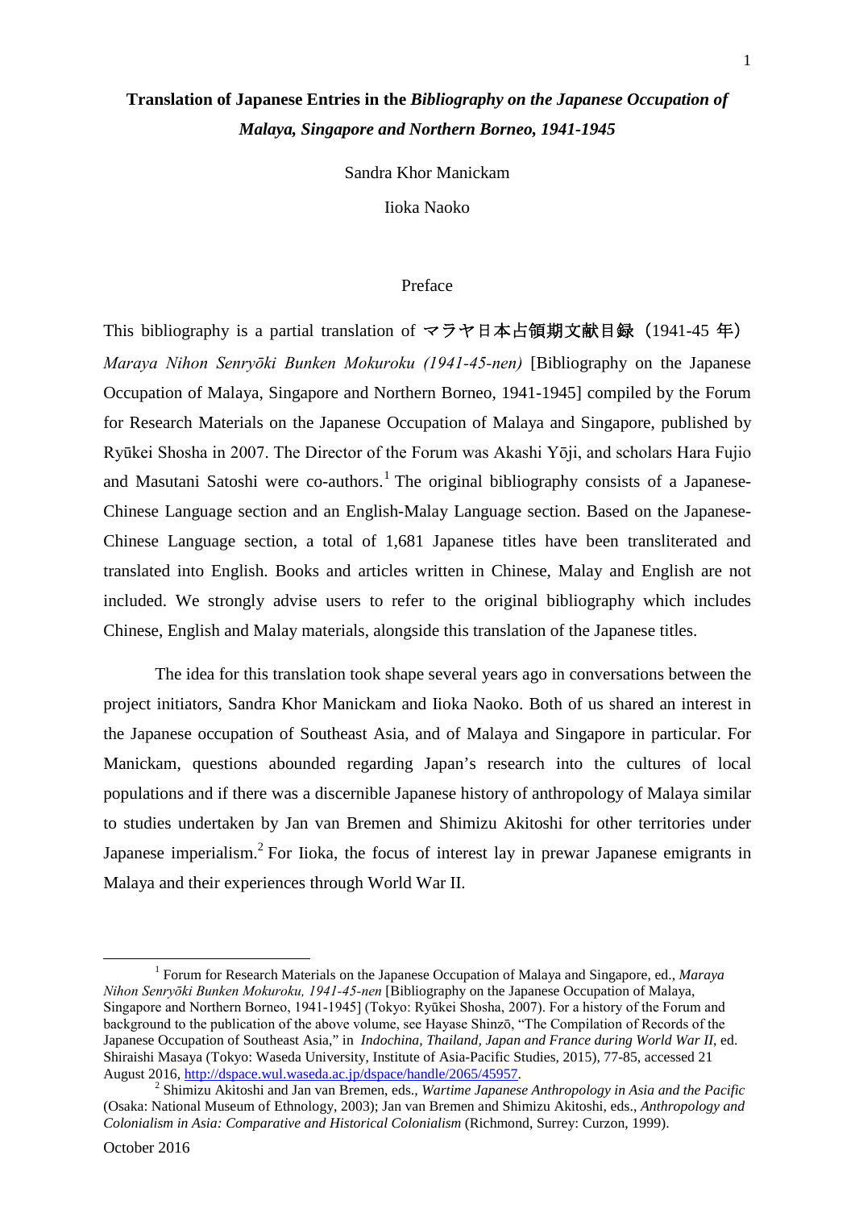# **Translation of Japanese Entries in the *Bibliography on the Japanese Occupation of Malaya, Singapore and Northern Borneo, 1941-1945***

Sandra Khor Manickam

Iioka Naoko

## Preface

This bibliography is a partial translation of マラヤ日本占領期文献目録（1941-45 年） *Maraya Nihon Senryōki Bunken Mokuroku (1941-45-nen)* [Bibliography on the Japanese Occupation of Malaya, Singapore and Northern Borneo, 1941-1945] compiled by the Forum for Research Materials on the Japanese Occupation of Malaya and Singapore, published by Ryūkei Shosha in 2007. The Director of the Forum was Akashi Yōji, and scholars Hara Fujio and Masutani Satoshi were co-authors.[1] The original bibliography consists of a Japanese-Chinese Language section and an English-Malay Language section. Based on the Japanese-Chinese Language section, a total of 1,681 Japanese titles have been transliterated and translated into English. Books and articles written in Chinese, Malay and English are not included. We strongly advise users to refer to the original bibliography which includes Chinese, English and Malay materials, alongside this translation of the Japanese titles.

The idea for this translation took shape several years ago in conversations between the project initiators, Sandra Khor Manickam and Iioka Naoko. Both of us shared an interest in the Japanese occupation of Southeast Asia, and of Malaya and Singapore in particular. For Manickam, questions abounded regarding Japan's research into the cultures of local populations and if there was a discernible Japanese history of anthropology of Malaya similar to studies undertaken by Jan van Bremen and Shimizu Akitoshi for other territories under Japanese imperialism.[2] For Iioka, the focus of interest lay in prewar Japanese emigrants in Malaya and their experiences through World War II.

---

[1] Forum for Research Materials on the Japanese Occupation of Malaya and Singapore, ed., *Maraya Nihon Senryōki Bunken Mokuroku, 1941-45-nen* [Bibliography on the Japanese Occupation of Malaya, Singapore and Northern Borneo, 1941-1945] (Tokyo: Ryūkei Shosha, 2007). For a history of the Forum and background to the publication of the above volume, see Hayase Shinzō, "The Compilation of Records of the Japanese Occupation of Southeast Asia," in *Indochina, Thailand, Japan and France during World War II*, ed. Shiraishi Masaya (Tokyo: Waseda University, Institute of Asia-Pacific Studies, 2015), 77-85, accessed 21 August 2016, http://dspace.wul.waseda.ac.jp/dspace/handle/2065/45957.

[2] Shimizu Akitoshi and Jan van Bremen, eds., *Wartime Japanese Anthropology in Asia and the Pacific* (Osaka: National Museum of Ethnology, 2003); Jan van Bremen and Shimizu Akitoshi, eds., *Anthropology and Colonialism in Asia: Comparative and Historical Colonialism* (Richmond, Surrey: Curzon, 1999).

October 2016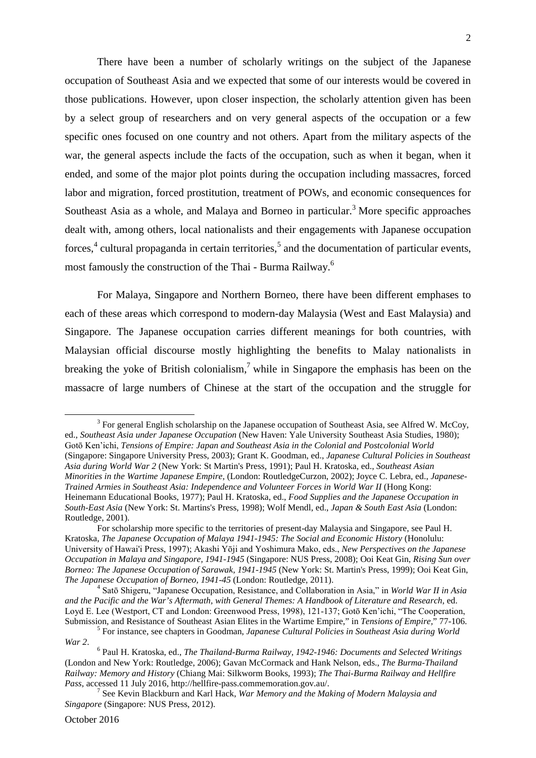There have been a number of scholarly writings on the subject of the Japanese occupation of Southeast Asia and we expected that some of our interests would be covered in those publications. However, upon closer inspection, the scholarly attention given has been by a select group of researchers and on very general aspects of the occupation or a few specific ones focused on one country and not others. Apart from the military aspects of the war, the general aspects include the facts of the occupation, such as when it began, when it ended, and some of the major plot points during the occupation including massacres, forced labor and migration, forced prostitution, treatment of POWs, and economic consequences for Southeast Asia as a whole, and Malaya and Borneo in particular.[3] More specific approaches dealt with, among others, local nationalists and their engagements with Japanese occupation forces,[4] cultural propaganda in certain territories,[5] and the documentation of particular events, most famously the construction of the Thai - Burma Railway.[6]

For Malaya, Singapore and Northern Borneo, there have been different emphases to each of these areas which correspond to modern-day Malaysia (West and East Malaysia) and Singapore. The Japanese occupation carries different meanings for both countries, with Malaysian official discourse mostly highlighting the benefits to Malay nationalists in breaking the yoke of British colonialism,[7] while in Singapore the emphasis has been on the massacre of large numbers of Chinese at the start of the occupation and the struggle for

---

[3] For general English scholarship on the Japanese occupation of Southeast Asia, see Alfred W. McCoy, ed., *Southeast Asia under Japanese Occupation* (New Haven: Yale University Southeast Asia Studies, 1980); Gotō Ken'ichi, *Tensions of Empire: Japan and Southeast Asia in the Colonial and Postcolonial World* (Singapore: Singapore University Press, 2003); Grant K. Goodman, ed., *Japanese Cultural Policies in Southeast Asia during World War 2* (New York: St Martin's Press, 1991); Paul H. Kratoska, ed., *Southeast Asian Minorities in the Wartime Japanese Empire*, (London: RoutledgeCurzon, 2002); Joyce C. Lebra, ed., *Japanese-Trained Armies in Southeast Asia: Independence and Volunteer Forces in World War II* (Hong Kong: Heinemann Educational Books, 1977); Paul H. Kratoska, ed., *Food Supplies and the Japanese Occupation in South-East Asia* (New York: St. Martins's Press, 1998); Wolf Mendl, ed., *Japan & South East Asia* (London: Routledge, 2001).

For scholarship more specific to the territories of present-day Malaysia and Singapore, see Paul H. Kratoska, *The Japanese Occupation of Malaya 1941-1945: The Social and Economic History* (Honolulu: University of Hawai'i Press, 1997); Akashi Yōji and Yoshimura Mako, eds., *New Perspectives on the Japanese Occupation in Malaya and Singapore, 1941-1945* (Singapore: NUS Press, 2008); Ooi Keat Gin, *Rising Sun over Borneo: The Japanese Occupation of Sarawak, 1941-1945* (New York: St. Martin's Press, 1999); Ooi Keat Gin, *The Japanese Occupation of Borneo, 1941-45* (London: Routledge, 2011).

[4] Satō Shigeru, "Japanese Occupation, Resistance, and Collaboration in Asia," in *World War II in Asia and the Pacific and the War's Aftermath, with General Themes: A Handbook of Literature and Research*, ed. Loyd E. Lee (Westport, CT and London: Greenwood Press, 1998), 121-137; Gotō Ken'ichi, "The Cooperation, Submission, and Resistance of Southeast Asian Elites in the Wartime Empire," in *Tensions of Empire*," 77-106.

[5] For instance, see chapters in Goodman, *Japanese Cultural Policies in Southeast Asia during World War 2*.

[6] Paul H. Kratoska, ed., *The Thailand-Burma Railway, 1942-1946: Documents and Selected Writings* (London and New York: Routledge, 2006); Gavan McCormack and Hank Nelson, eds., *The Burma-Thailand Railway: Memory and History* (Chiang Mai: Silkworm Books, 1993); *The Thai-Burma Railway and Hellfire Pass*, accessed 11 July 2016, http://hellfire-pass.commemoration.gov.au/.

[7] See Kevin Blackburn and Karl Hack, *War Memory and the Making of Modern Malaysia and Singapore* (Singapore: NUS Press, 2012).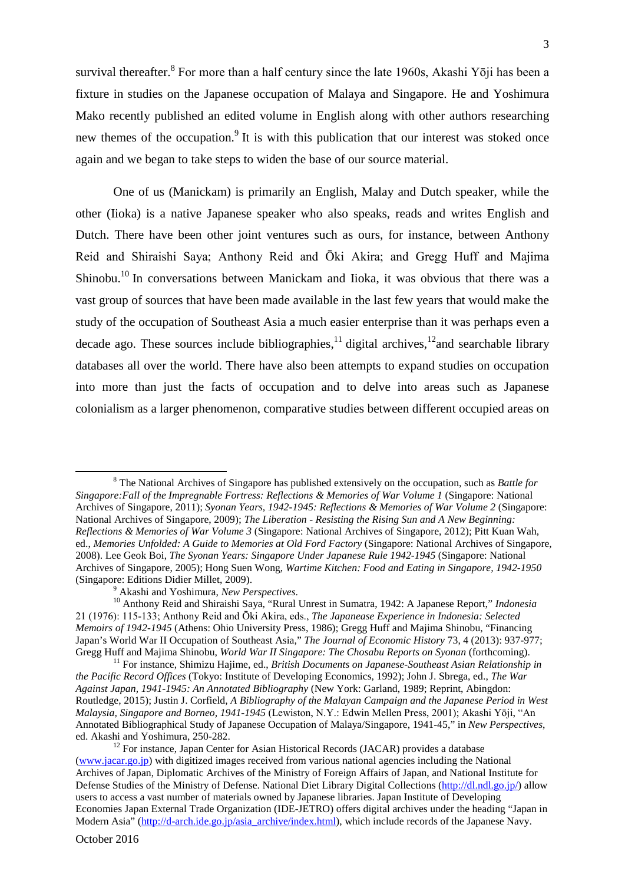survival thereafter.[8] For more than a half century since the late 1960s, Akashi Yōji has been a fixture in studies on the Japanese occupation of Malaya and Singapore. He and Yoshimura Mako recently published an edited volume in English along with other authors researching new themes of the occupation.[9] It is with this publication that our interest was stoked once again and we began to take steps to widen the base of our source material.

One of us (Manickam) is primarily an English, Malay and Dutch speaker, while the other (Iioka) is a native Japanese speaker who also speaks, reads and writes English and Dutch. There have been other joint ventures such as ours, for instance, between Anthony Reid and Shiraishi Saya; Anthony Reid and Ōki Akira; and Gregg Huff and Majima Shinobu.[10] In conversations between Manickam and Iioka, it was obvious that there was a vast group of sources that have been made available in the last few years that would make the study of the occupation of Southeast Asia a much easier enterprise than it was perhaps even a decade ago. These sources include bibliographies,[11] digital archives,[12]and searchable library databases all over the world. There have also been attempts to expand studies on occupation into more than just the facts of occupation and to delve into areas such as Japanese colonialism as a larger phenomenon, comparative studies between different occupied areas on

---

[8] The National Archives of Singapore has published extensively on the occupation, such as *Battle for Singapore:Fall of the Impregnable Fortress: Reflections & Memories of War Volume 1* (Singapore: National Archives of Singapore, 2011); *Syonan Years, 1942-1945: Reflections & Memories of War Volume 2* (Singapore: National Archives of Singapore, 2009); *The Liberation - Resisting the Rising Sun and A New Beginning: Reflections & Memories of War Volume 3* (Singapore: National Archives of Singapore, 2012); Pitt Kuan Wah, ed., *Memories Unfolded: A Guide to Memories at Old Ford Factory* (Singapore: National Archives of Singapore, 2008). Lee Geok Boi, *The Syonan Years: Singapore Under Japanese Rule 1942-1945* (Singapore: National Archives of Singapore, 2005); Hong Suen Wong, *Wartime Kitchen: Food and Eating in Singapore, 1942-1950* (Singapore: Editions Didier Millet, 2009).

[9] Akashi and Yoshimura, *New Perspectives*.

[10] Anthony Reid and Shiraishi Saya, "Rural Unrest in Sumatra, 1942: A Japanese Report," *Indonesia* 21 (1976): 115-133; Anthony Reid and Ōki Akira, eds., *The Japanese Experience in Indonesia: Selected Memoirs of 1942-1945* (Athens: Ohio University Press, 1986); Gregg Huff and Majima Shinobu, "Financing Japan's World War II Occupation of Southeast Asia," *The Journal of Economic History* 73, 4 (2013): 937-977; Gregg Huff and Majima Shinobu, *World War II Singapore: The Chosabu Reports on Syonan* (forthcoming).

[11] For instance, Shimizu Hajime, ed., *British Documents on Japanese-Southeast Asian Relationship in the Pacific Record Offices* (Tokyo: Institute of Developing Economics, 1992); John J. Sbrega, ed., *The War Against Japan, 1941-1945: An Annotated Bibliography* (New York: Garland, 1989; Reprint, Abingdon: Routledge, 2015); Justin J. Corfield, *A Bibliography of the Malayan Campaign and the Japanese Period in West Malaysia, Singapore and Borneo, 1941-1945* (Lewiston, N.Y.: Edwin Mellen Press, 2001); Akashi Yōji, "An Annotated Bibliographical Study of Japanese Occupation of Malaya/Singapore, 1941-45," in *New Perspectives*, ed. Akashi and Yoshimura, 250-282.

[12] For instance, Japan Center for Asian Historical Records (JACAR) provides a database (www.jacar.go.jp) with digitized images received from various national agencies including the National Archives of Japan, Diplomatic Archives of the Ministry of Foreign Affairs of Japan, and National Institute for Defense Studies of the Ministry of Defense. National Diet Library Digital Collections (http://dl.ndl.go.jp/) allow users to access a vast number of materials owned by Japanese libraries. Japan Institute of Developing Economies Japan External Trade Organization (IDE-JETRO) offers digital archives under the heading "Japan in Modern Asia" (http://d-arch.ide.go.jp/asia_archive/index.html), which include records of the Japanese Navy.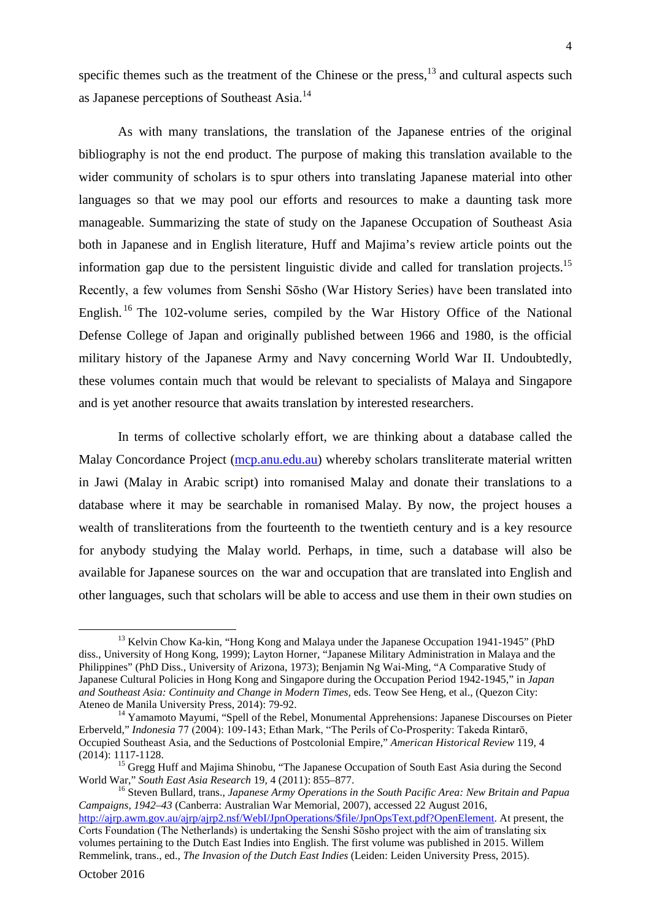specific themes such as the treatment of the Chinese or the press,[13] and cultural aspects such as Japanese perceptions of Southeast Asia.[14]

As with many translations, the translation of the Japanese entries of the original bibliography is not the end product. The purpose of making this translation available to the wider community of scholars is to spur others into translating Japanese material into other languages so that we may pool our efforts and resources to make a daunting task more manageable. Summarizing the state of study on the Japanese Occupation of Southeast Asia both in Japanese and in English literature, Huff and Majima's review article points out the information gap due to the persistent linguistic divide and called for translation projects.[15] Recently, a few volumes from Senshi Sōsho (War History Series) have been translated into English.[16] The 102-volume series, compiled by the War History Office of the National Defense College of Japan and originally published between 1966 and 1980, is the official military history of the Japanese Army and Navy concerning World War II. Undoubtedly, these volumes contain much that would be relevant to specialists of Malaya and Singapore and is yet another resource that awaits translation by interested researchers.

In terms of collective scholarly effort, we are thinking about a database called the Malay Concordance Project ([mcp.anu.edu.au](mcp.anu.edu.au)) whereby scholars transliterate material written in Jawi (Malay in Arabic script) into romanised Malay and donate their translations to a database where it may be searchable in romanised Malay. By now, the project houses a wealth of transliterations from the fourteenth to the twentieth century and is a key resource for anybody studying the Malay world. Perhaps, in time, such a database will also be available for Japanese sources on the war and occupation that are translated into English and other languages, such that scholars will be able to access and use them in their own studies on

---

[13] Kelvin Chow Ka-kin, "Hong Kong and Malaya under the Japanese Occupation 1941-1945" (PhD diss., University of Hong Kong, 1999); Layton Horner, "Japanese Military Administration in Malaya and the Philippines" (PhD Diss., University of Arizona, 1973); Benjamin Ng Wai-Ming, "A Comparative Study of Japanese Cultural Policies in Hong Kong and Singapore during the Occupation Period 1942-1945," in *Japan and Southeast Asia: Continuity and Change in Modern Times*, eds. Teow See Heng, et al., (Quezon City: Ateneo de Manila University Press, 2014): 79-92.

[14] Yamamoto Mayumi, "Spell of the Rebel, Monumental Apprehensions: Japanese Discourses on Pieter Erberveld," *Indonesia* 77 (2004): 109-143; Ethan Mark, "The Perils of Co-Prosperity: Takeda Rintarō, Occupied Southeast Asia, and the Seductions of Postcolonial Empire," *American Historical Review* 119, 4 (2014): 1117-1128.

[15] Gregg Huff and Majima Shinobu, "The Japanese Occupation of South East Asia during the Second World War," *South East Asia Research* 19, 4 (2011): 855–877.

[16] Steven Bullard, trans., *Japanese Army Operations in the South Pacific Area: New Britain and Papua Campaigns, 1942–43* (Canberra: Australian War Memorial, 2007), accessed 22 August 2016, [http://ajrp.awm.gov.au/ajrp/ajrp2.nsf/WebI/JpnOperations/$file/JpnOpsText.pdf?OpenElement](http://ajrp.awm.gov.au/ajrp/ajrp2.nsf/WebI/JpnOperations/$file/JpnOpsText.pdf?OpenElement). At present, the Corts Foundation (The Netherlands) is undertaking the Senshi Sōsho project with the aim of translating six volumes pertaining to the Dutch East Indies into English. The first volume was published in 2015. Willem Remmelink, trans., ed., *The Invasion of the Dutch East Indies* (Leiden: Leiden University Press, 2015).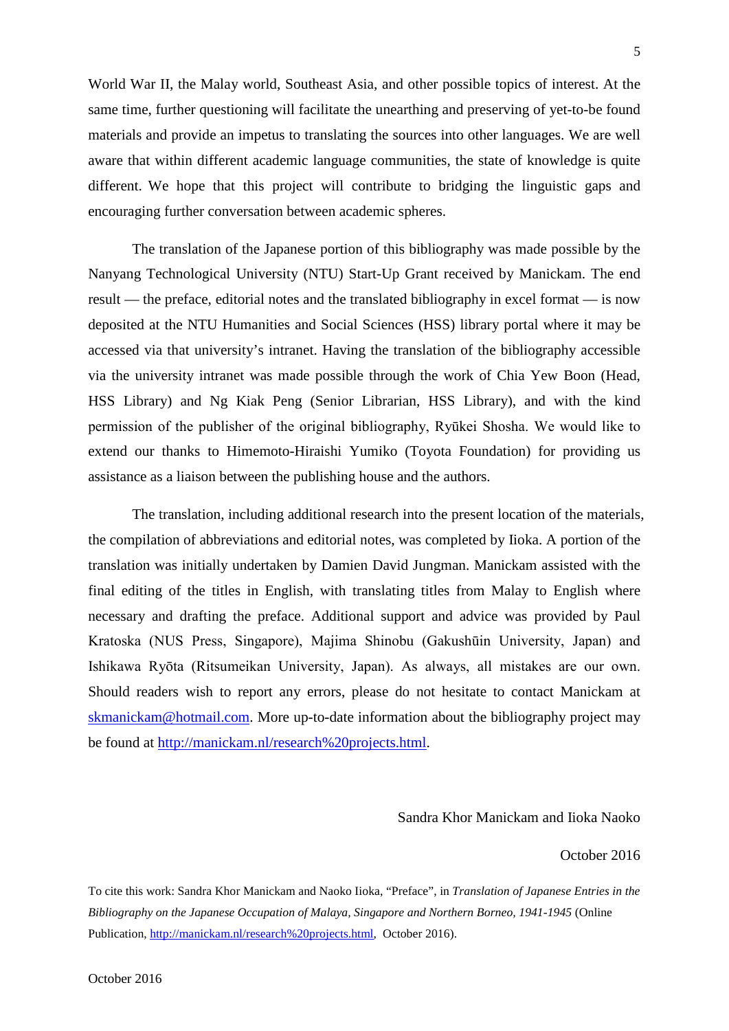World War II, the Malay world, Southeast Asia, and other possible topics of interest. At the same time, further questioning will facilitate the unearthing and preserving of yet-to-be found materials and provide an impetus to translating the sources into other languages. We are well aware that within different academic language communities, the state of knowledge is quite different. We hope that this project will contribute to bridging the linguistic gaps and encouraging further conversation between academic spheres.

The translation of the Japanese portion of this bibliography was made possible by the Nanyang Technological University (NTU) Start-Up Grant received by Manickam. The end result — the preface, editorial notes and the translated bibliography in excel format — is now deposited at the NTU Humanities and Social Sciences (HSS) library portal where it may be accessed via that university's intranet. Having the translation of the bibliography accessible via the university intranet was made possible through the work of Chia Yew Boon (Head, HSS Library) and Ng Kiak Peng (Senior Librarian, HSS Library), and with the kind permission of the publisher of the original bibliography, Ryūkei Shosha. We would like to extend our thanks to Himemoto-Hiraishi Yumiko (Toyota Foundation) for providing us assistance as a liaison between the publishing house and the authors.

The translation, including additional research into the present location of the materials, the compilation of abbreviations and editorial notes, was completed by Iioka. A portion of the translation was initially undertaken by Damien David Jungman. Manickam assisted with the final editing of the titles in English, with translating titles from Malay to English where necessary and drafting the preface. Additional support and advice was provided by Paul Kratoska (NUS Press, Singapore), Majima Shinobu (Gakushūin University, Japan) and Ishikawa Ryōta (Ritsumeikan University, Japan). As always, all mistakes are our own. Should readers wish to report any errors, please do not hesitate to contact Manickam at skmanickam@hotmail.com. More up-to-date information about the bibliography project may be found at http://manickam.nl/research%20projects.html.

Sandra Khor Manickam and Iioka Naoko

October 2016

To cite this work: Sandra Khor Manickam and Naoko Iioka, "Preface", in *Translation of Japanese Entries in the Bibliography on the Japanese Occupation of Malaya, Singapore and Northern Borneo, 1941-1945* (Online Publication, http://manickam.nl/research%20projects.html, October 2016).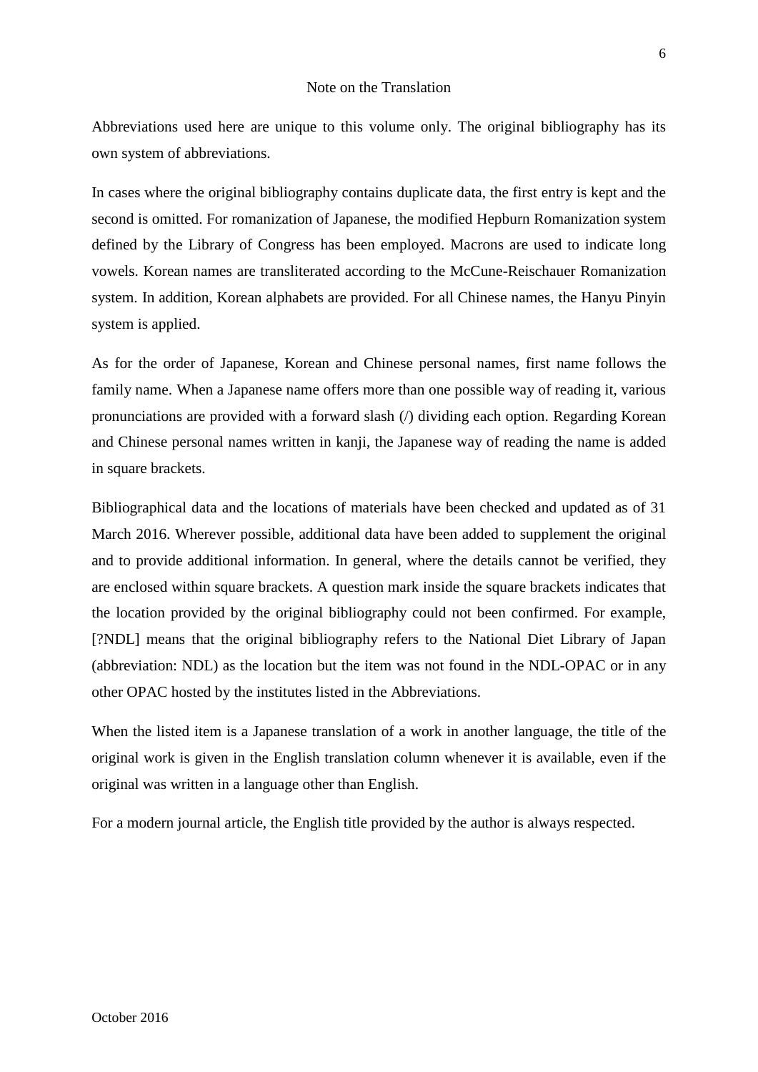## Note on the Translation

Abbreviations used here are unique to this volume only. The original bibliography has its own system of abbreviations.

In cases where the original bibliography contains duplicate data, the first entry is kept and the second is omitted. For romanization of Japanese, the modified Hepburn Romanization system defined by the Library of Congress has been employed. Macrons are used to indicate long vowels. Korean names are transliterated according to the McCune-Reischauer Romanization system. In addition, Korean alphabets are provided. For all Chinese names, the Hanyu Pinyin system is applied.

As for the order of Japanese, Korean and Chinese personal names, first name follows the family name. When a Japanese name offers more than one possible way of reading it, various pronunciations are provided with a forward slash (/) dividing each option. Regarding Korean and Chinese personal names written in kanji, the Japanese way of reading the name is added in square brackets.

Bibliographical data and the locations of materials have been checked and updated as of 31 March 2016. Wherever possible, additional data have been added to supplement the original and to provide additional information. In general, where the details cannot be verified, they are enclosed within square brackets. A question mark inside the square brackets indicates that the location provided by the original bibliography could not been confirmed. For example, [?NDL] means that the original bibliography refers to the National Diet Library of Japan (abbreviation: NDL) as the location but the item was not found in the NDL-OPAC or in any other OPAC hosted by the institutes listed in the Abbreviations.

When the listed item is a Japanese translation of a work in another language, the title of the original work is given in the English translation column whenever it is available, even if the original was written in a language other than English.

For a modern journal article, the English title provided by the author is always respected.

October 2016